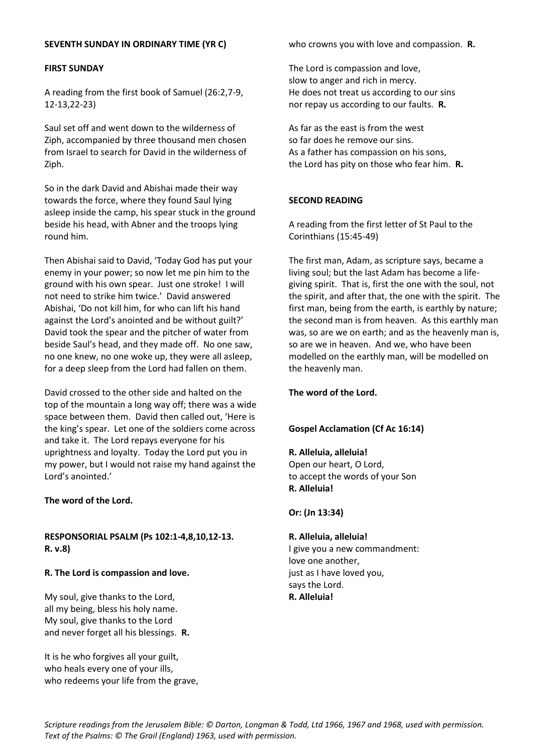**SEVENTH SUNDAY IN ORDINARY TIME (YR C)**

**FIRST SUNDAY**

A reading from the first book of Samuel (26:2,7-9, 12-13,22-23)

Saul set off and went down to the wilderness of Ziph, accompanied by three thousand men chosen from Israel to search for David in the wilderness of Ziph.

So in the dark David and Abishai made their way towards the force, where they found Saul lying asleep inside the camp, his spear stuck in the ground beside his head, with Abner and the troops lying round him.

Then Abishai said to David, 'Today God has put your enemy in your power; so now let me pin him to the ground with his own spear. Just one stroke! I will not need to strike him twice.' David answered Abishai, 'Do not kill him, for who can lift his hand against the Lord's anointed and be without guilt?' David took the spear and the pitcher of water from beside Saul's head, and they made off. No one saw, no one knew, no one woke up, they were all asleep, for a deep sleep from the Lord had fallen on them.

David crossed to the other side and halted on the top of the mountain a long way off; there was a wide space between them. David then called out, 'Here is the king's spear. Let one of the soldiers come across and take it. The Lord repays everyone for his uprightness and loyalty. Today the Lord put you in my power, but I would not raise my hand against the Lord's anointed.'

**The word of the Lord.**

**RESPONSORIAL PSALM (Ps 102:1-4,8,10,12-13. R. v.8)**

**R. The Lord is compassion and love.**

My soul, give thanks to the Lord,
all my being, bless his holy name.
My soul, give thanks to the Lord
and never forget all his blessings. **R.**

It is he who forgives all your guilt,
who heals every one of your ills,
who redeems your life from the grave,
who crowns you with love and compassion. **R.**

The Lord is compassion and love,
slow to anger and rich in mercy.
He does not treat us according to our sins
nor repay us according to our faults. **R.**

As far as the east is from the west
so far does he remove our sins.
As a father has compassion on his sons,
the Lord has pity on those who fear him. **R.**

**SECOND READING**

A reading from the first letter of St Paul to the Corinthians (15:45-49)

The first man, Adam, as scripture says, became a living soul; but the last Adam has become a life-giving spirit. That is, first the one with the soul, not the spirit, and after that, the one with the spirit. The first man, being from the earth, is earthly by nature; the second man is from heaven. As this earthly man was, so are we on earth; and as the heavenly man is, so are we in heaven. And we, who have been modelled on the earthly man, will be modelled on the heavenly man.

**The word of the Lord.**

**Gospel Acclamation (Cf Ac 16:14)**

**R. Alleluia, alleluia!**
Open our heart, O Lord,
to accept the words of your Son
**R. Alleluia!**

**Or: (Jn 13:34)**

**R. Alleluia, alleluia!**
I give you a new commandment:
love one another,
just as I have loved you,
says the Lord.
**R. Alleluia!**

*Scripture readings from the Jerusalem Bible: © Darton, Longman & Todd, Ltd 1966, 1967 and 1968, used with permission.*
*Text of the Psalms: © The Grail (England) 1963, used with permission.*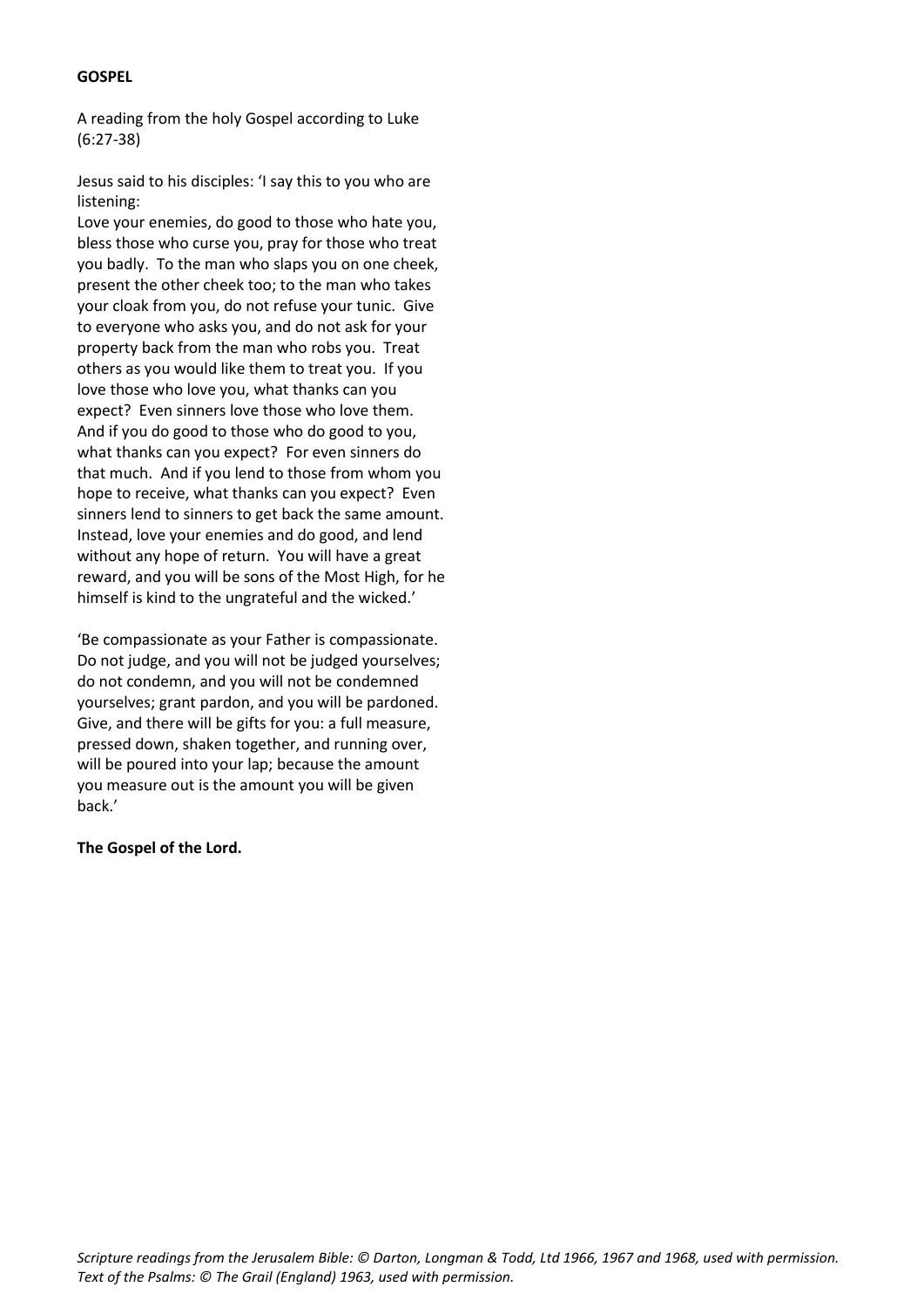**GOSPEL**

A reading from the holy Gospel according to Luke (6:27-38)

Jesus said to his disciples: 'I say this to you who are listening:
Love your enemies, do good to those who hate you, bless those who curse you, pray for those who treat you badly. To the man who slaps you on one cheek, present the other cheek too; to the man who takes your cloak from you, do not refuse your tunic. Give to everyone who asks you, and do not ask for your property back from the man who robs you. Treat others as you would like them to treat you. If you love those who love you, what thanks can you expect? Even sinners love those who love them. And if you do good to those who do good to you, what thanks can you expect? For even sinners do that much. And if you lend to those from whom you hope to receive, what thanks can you expect? Even sinners lend to sinners to get back the same amount. Instead, love your enemies and do good, and lend without any hope of return. You will have a great reward, and you will be sons of the Most High, for he himself is kind to the ungrateful and the wicked.'

'Be compassionate as your Father is compassionate. Do not judge, and you will not be judged yourselves; do not condemn, and you will not be condemned yourselves; grant pardon, and you will be pardoned. Give, and there will be gifts for you: a full measure, pressed down, shaken together, and running over, will be poured into your lap; because the amount you measure out is the amount you will be given back.'

**The Gospel of the Lord.**

*Scripture readings from the Jerusalem Bible: © Darton, Longman & Todd, Ltd 1966, 1967 and 1968, used with permission. Text of the Psalms: © The Grail (England) 1963, used with permission.*